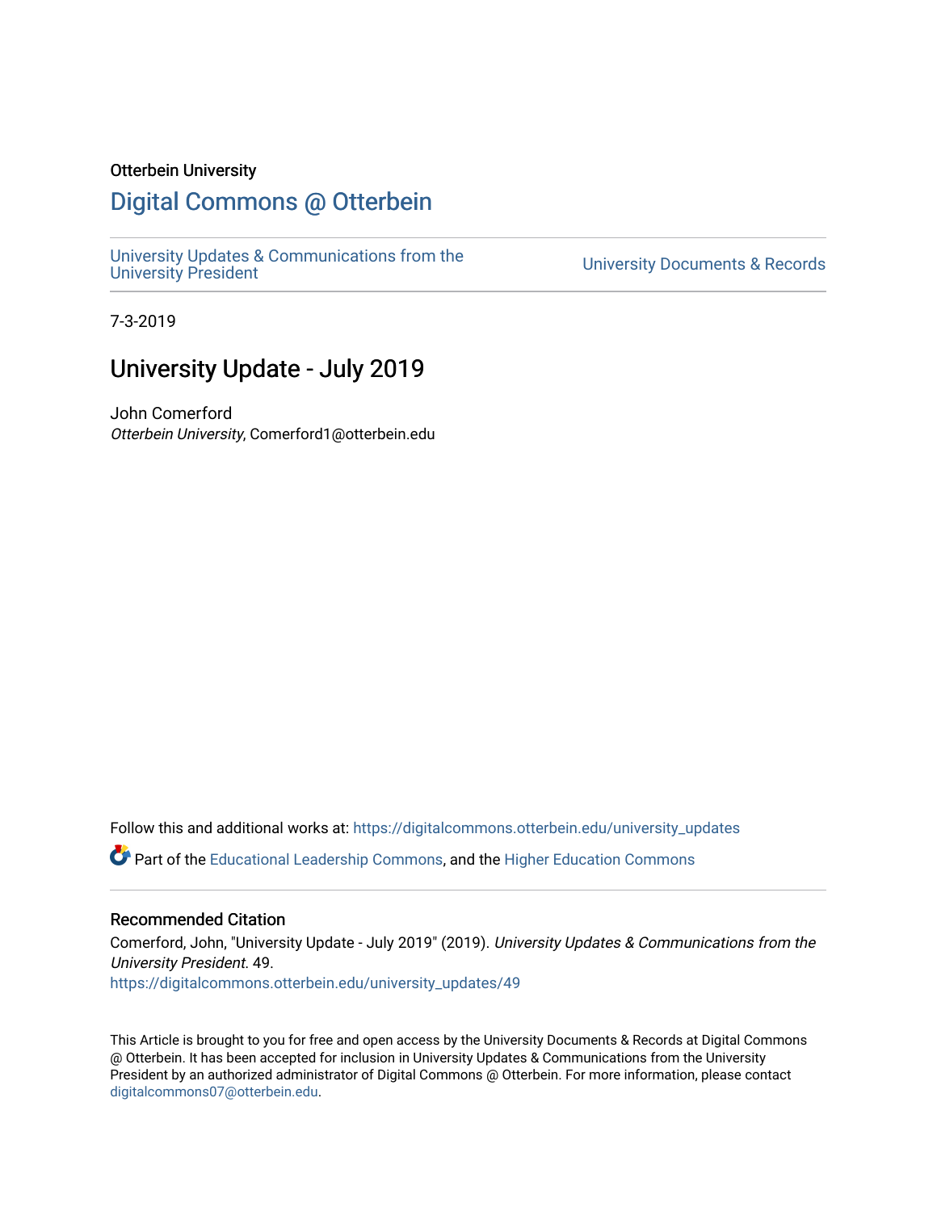Otterbein University

# Digital Commons @ Otterbein

University Updates & Communications from the University President

University Documents & Records

7-3-2019

## University Update - July 2019

John Comerford

*Otterbein University*, Comerford1@otterbein.edu

Follow this and additional works at: https://digitalcommons.otterbein.edu/university_updates

Part of the Educational Leadership Commons, and the Higher Education Commons

### Recommended Citation

Comerford, John, "University Update - July 2019" (2019). *University Updates & Communications from the University President*. 49.

https://digitalcommons.otterbein.edu/university_updates/49

This Article is brought to you for free and open access by the University Documents & Records at Digital Commons @ Otterbein. It has been accepted for inclusion in University Updates & Communications from the University President by an authorized administrator of Digital Commons @ Otterbein. For more information, please contact digitalcommons07@otterbein.edu.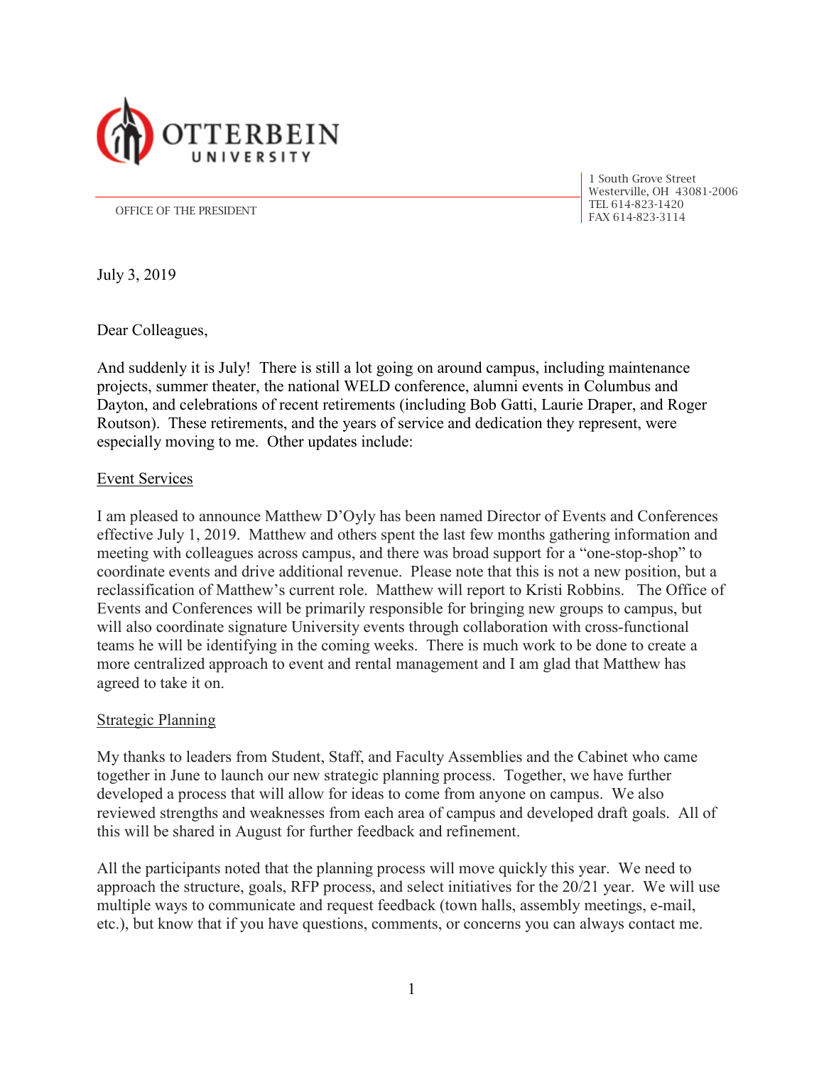OTTERBEIN UNIVERSITY

OFFICE OF THE PRESIDENT

1 South Grove Street
Westerville, OH 43081-2006
TEL 614-823-1420
FAX 614-823-3114

July 3, 2019

Dear Colleagues,

And suddenly it is July! There is still a lot going on around campus, including maintenance projects, summer theater, the national WELD conference, alumni events in Columbus and Dayton, and celebrations of recent retirements (including Bob Gatti, Laurie Draper, and Roger Routson). These retirements, and the years of service and dedication they represent, were especially moving to me. Other updates include:

<u>Event Services</u>

I am pleased to announce Matthew D'Oyly has been named Director of Events and Conferences effective July 1, 2019. Matthew and others spent the last few months gathering information and meeting with colleagues across campus, and there was broad support for a "one-stop-shop" to coordinate events and drive additional revenue. Please note that this is not a new position, but a reclassification of Matthew's current role. Matthew will report to Kristi Robbins. The Office of Events and Conferences will be primarily responsible for bringing new groups to campus, but will also coordinate signature University events through collaboration with cross-functional teams he will be identifying in the coming weeks. There is much work to be done to create a more centralized approach to event and rental management and I am glad that Matthew has agreed to take it on.

<u>Strategic Planning</u>

My thanks to leaders from Student, Staff, and Faculty Assemblies and the Cabinet who came together in June to launch our new strategic planning process. Together, we have further developed a process that will allow for ideas to come from anyone on campus. We also reviewed strengths and weaknesses from each area of campus and developed draft goals. All of this will be shared in August for further feedback and refinement.

All the participants noted that the planning process will move quickly this year. We need to approach the structure, goals, RFP process, and select initiatives for the 20/21 year. We will use multiple ways to communicate and request feedback (town halls, assembly meetings, e-mail, etc.), but know that if you have questions, comments, or concerns you can always contact me.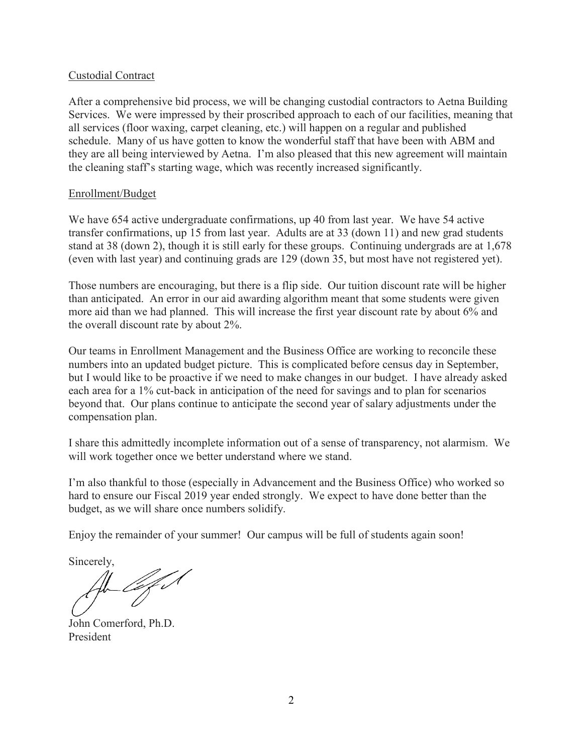## Custodial Contract

After a comprehensive bid process, we will be changing custodial contractors to Aetna Building Services. We were impressed by their proscribed approach to each of our facilities, meaning that all services (floor waxing, carpet cleaning, etc.) will happen on a regular and published schedule. Many of us have gotten to know the wonderful staff that have been with ABM and they are all being interviewed by Aetna. I'm also pleased that this new agreement will maintain the cleaning staff's starting wage, which was recently increased significantly.

## Enrollment/Budget

We have 654 active undergraduate confirmations, up 40 from last year. We have 54 active transfer confirmations, up 15 from last year. Adults are at 33 (down 11) and new grad students stand at 38 (down 2), though it is still early for these groups. Continuing undergrads are at 1,678 (even with last year) and continuing grads are 129 (down 35, but most have not registered yet).

Those numbers are encouraging, but there is a flip side. Our tuition discount rate will be higher than anticipated. An error in our aid awarding algorithm meant that some students were given more aid than we had planned. This will increase the first year discount rate by about 6% and the overall discount rate by about 2%.

Our teams in Enrollment Management and the Business Office are working to reconcile these numbers into an updated budget picture. This is complicated before census day in September, but I would like to be proactive if we need to make changes in our budget. I have already asked each area for a 1% cut-back in anticipation of the need for savings and to plan for scenarios beyond that. Our plans continue to anticipate the second year of salary adjustments under the compensation plan.

I share this admittedly incomplete information out of a sense of transparency, not alarmism. We will work together once we better understand where we stand.

I'm also thankful to those (especially in Advancement and the Business Office) who worked so hard to ensure our Fiscal 2019 year ended strongly. We expect to have done better than the budget, as we will share once numbers solidify.

Enjoy the remainder of your summer! Our campus will be full of students again soon!

Sincerely,

John Comerford, Ph.D.
President